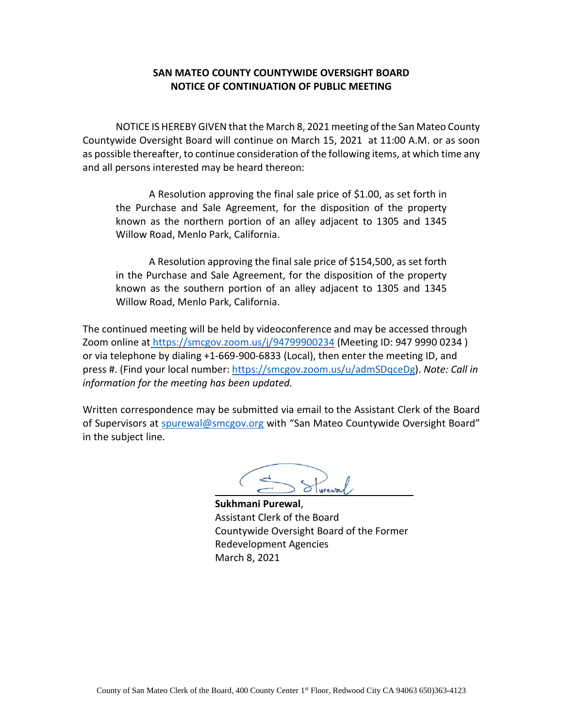**SAN MATEO COUNTY COUNTYWIDE OVERSIGHT BOARD**
**NOTICE OF CONTINUATION OF PUBLIC MEETING**

NOTICE IS HEREBY GIVEN that the March 8, 2021 meeting of the San Mateo County Countywide Oversight Board will continue on March 15, 2021 at 11:00 A.M. or as soon as possible thereafter, to continue consideration of the following items, at which time any and all persons interested may be heard thereon:

> A Resolution approving the final sale price of $1.00, as set forth in the Purchase and Sale Agreement, for the disposition of the property known as the northern portion of an alley adjacent to 1305 and 1345 Willow Road, Menlo Park, California.

> A Resolution approving the final sale price of $154,500, as set forth in the Purchase and Sale Agreement, for the disposition of the property known as the southern portion of an alley adjacent to 1305 and 1345 Willow Road, Menlo Park, California.

The continued meeting will be held by videoconference and may be accessed through Zoom online at https://smcgov.zoom.us/j/94799900234 (Meeting ID: 947 9990 0234 ) or via telephone by dialing +1-669-900-6833 (Local), then enter the meeting ID, and press #. (Find your local number: https://smcgov.zoom.us/u/admSDqceDg). *Note: Call in information for the meeting has been updated.*

Written correspondence may be submitted via email to the Assistant Clerk of the Board of Supervisors at spurewal@smcgov.org with "San Mateo Countywide Oversight Board" in the subject line.

**Sukhmani Purewal**,
Assistant Clerk of the Board
Countywide Oversight Board of the Former Redevelopment Agencies
March 8, 2021

County of San Mateo Clerk of the Board, 400 County Center 1st Floor, Redwood City CA 94063 650)363-4123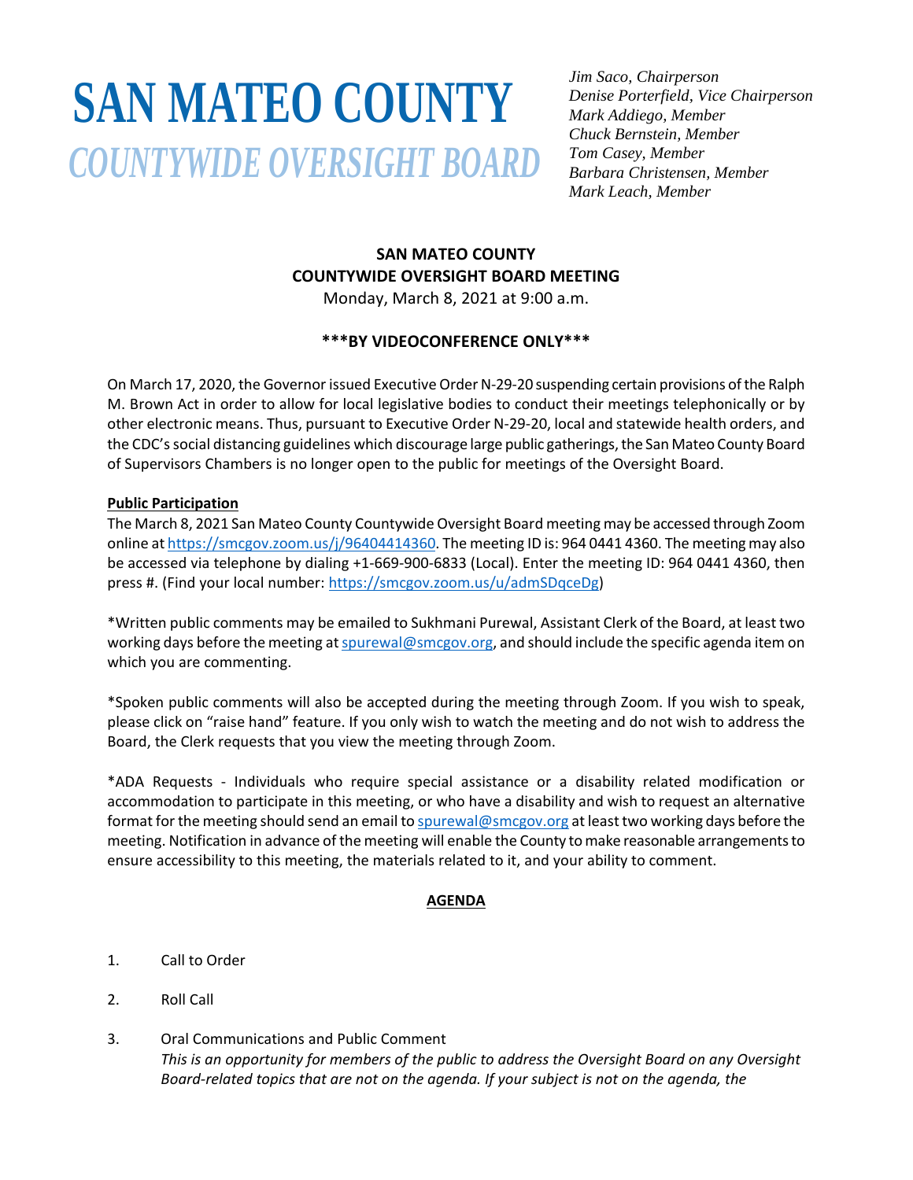# SAN MATEO COUNTY
## *COUNTYWIDE OVERSIGHT BOARD*

*Jim Saco, Chairperson*
*Denise Porterfield, Vice Chairperson*
*Mark Addiego, Member*
*Chuck Bernstein, Member*
*Tom Casey, Member*
*Barbara Christensen, Member*
*Mark Leach, Member*

**SAN MATEO COUNTY**
**COUNTYWIDE OVERSIGHT BOARD MEETING**
Monday, March 8, 2021 at 9:00 a.m.

**\*\*\*BY VIDEOCONFERENCE ONLY\*\*\***

On March 17, 2020, the Governor issued Executive Order N-29-20 suspending certain provisions of the Ralph M. Brown Act in order to allow for local legislative bodies to conduct their meetings telephonically or by other electronic means. Thus, pursuant to Executive Order N-29-20, local and statewide health orders, and the CDC's social distancing guidelines which discourage large public gatherings, the San Mateo County Board of Supervisors Chambers is no longer open to the public for meetings of the Oversight Board.

**Public Participation**
The March 8, 2021 San Mateo County Countywide Oversight Board meeting may be accessed through Zoom online at https://smcgov.zoom.us/j/96404414360. The meeting ID is: 964 0441 4360. The meeting may also be accessed via telephone by dialing +1-669-900-6833 (Local). Enter the meeting ID: 964 0441 4360, then press #. (Find your local number: https://smcgov.zoom.us/u/admSDqceDg)

*Written public comments may be emailed to Sukhmani Purewal, Assistant Clerk of the Board, at least two working days before the meeting at spurewal@smcgov.org, and should include the specific agenda item on which you are commenting.

*Spoken public comments will also be accepted during the meeting through Zoom. If you wish to speak, please click on "raise hand" feature. If you only wish to watch the meeting and do not wish to address the Board, the Clerk requests that you view the meeting through Zoom.

*ADA Requests - Individuals who require special assistance or a disability related modification or accommodation to participate in this meeting, or who have a disability and wish to request an alternative format for the meeting should send an email to spurewal@smcgov.org at least two working days before the meeting. Notification in advance of the meeting will enable the County to make reasonable arrangements to ensure accessibility to this meeting, the materials related to it, and your ability to comment.

**AGENDA**

1. Call to Order

2. Roll Call

3. Oral Communications and Public Comment
   *This is an opportunity for members of the public to address the Oversight Board on any Oversight Board-related topics that are not on the agenda. If your subject is not on the agenda, the*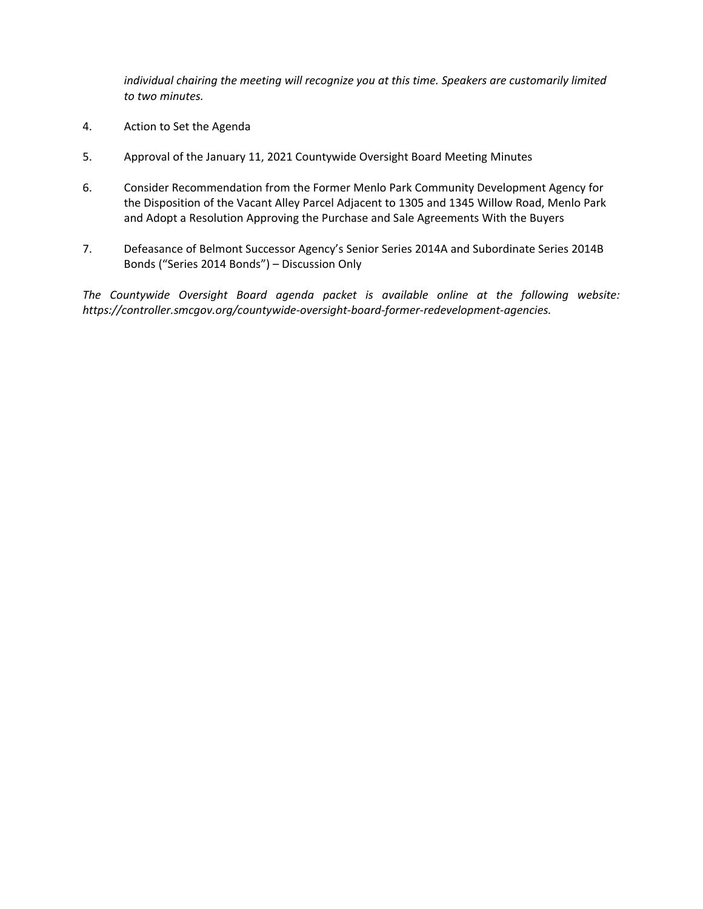*individual chairing the meeting will recognize you at this time. Speakers are customarily limited to two minutes.*

4. Action to Set the Agenda

5. Approval of the January 11, 2021 Countywide Oversight Board Meeting Minutes

6. Consider Recommendation from the Former Menlo Park Community Development Agency for the Disposition of the Vacant Alley Parcel Adjacent to 1305 and 1345 Willow Road, Menlo Park and Adopt a Resolution Approving the Purchase and Sale Agreements With the Buyers

7. Defeasance of Belmont Successor Agency's Senior Series 2014A and Subordinate Series 2014B Bonds ("Series 2014 Bonds") – Discussion Only

*The Countywide Oversight Board agenda packet is available online at the following website: https://controller.smcgov.org/countywide-oversight-board-former-redevelopment-agencies.*